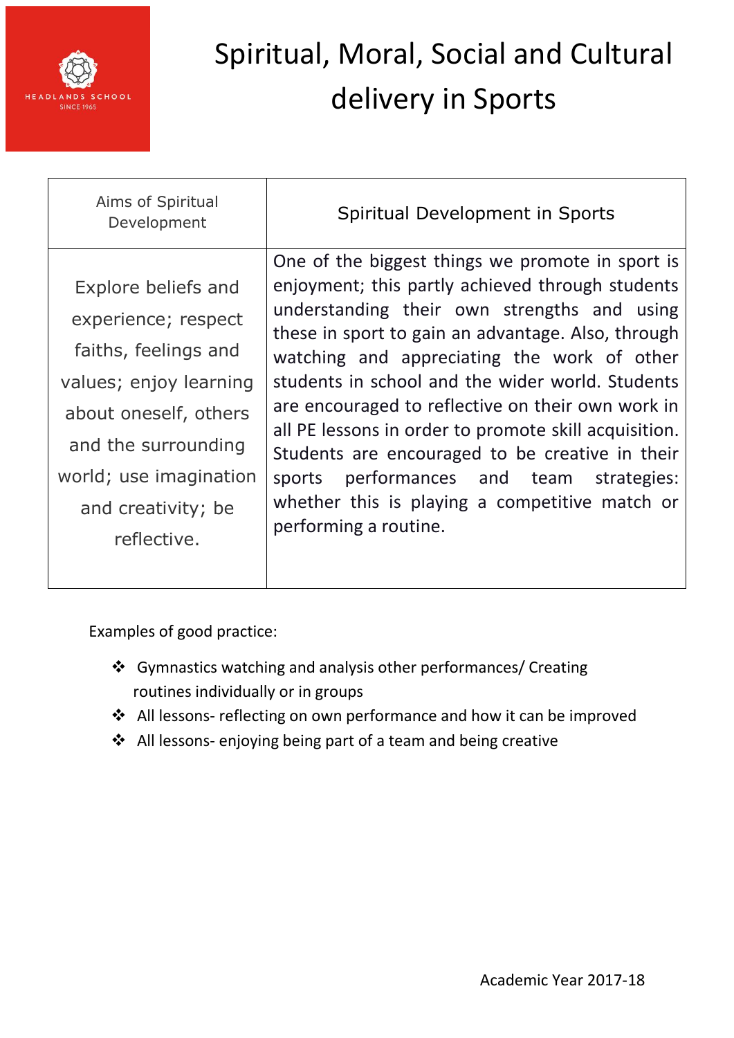# Spiritual, Moral, Social and Cultural delivery in Sports

| Aims of Spiritual Development | Spiritual Development in Sports |
| --- | --- |
| Explore beliefs and experience; respect faiths, feelings and values; enjoy learning about oneself, others and the surrounding world; use imagination and creativity; be reflective. | One of the biggest things we promote in sport is enjoyment; this partly achieved through students understanding their own strengths and using these in sport to gain an advantage. Also, through watching and appreciating the work of other students in school and the wider world. Students are encouraged to reflective on their own work in all PE lessons in order to promote skill acquisition. Students are encouraged to be creative in their sports performances and team strategies: whether this is playing a competitive match or performing a routine. |

Examples of good practice:

- Gymnastics watching and analysis other performances/ Creating routines individually or in groups
- All lessons- reflecting on own performance and how it can be improved
- All lessons- enjoying being part of a team and being creative

Academic Year 2017-18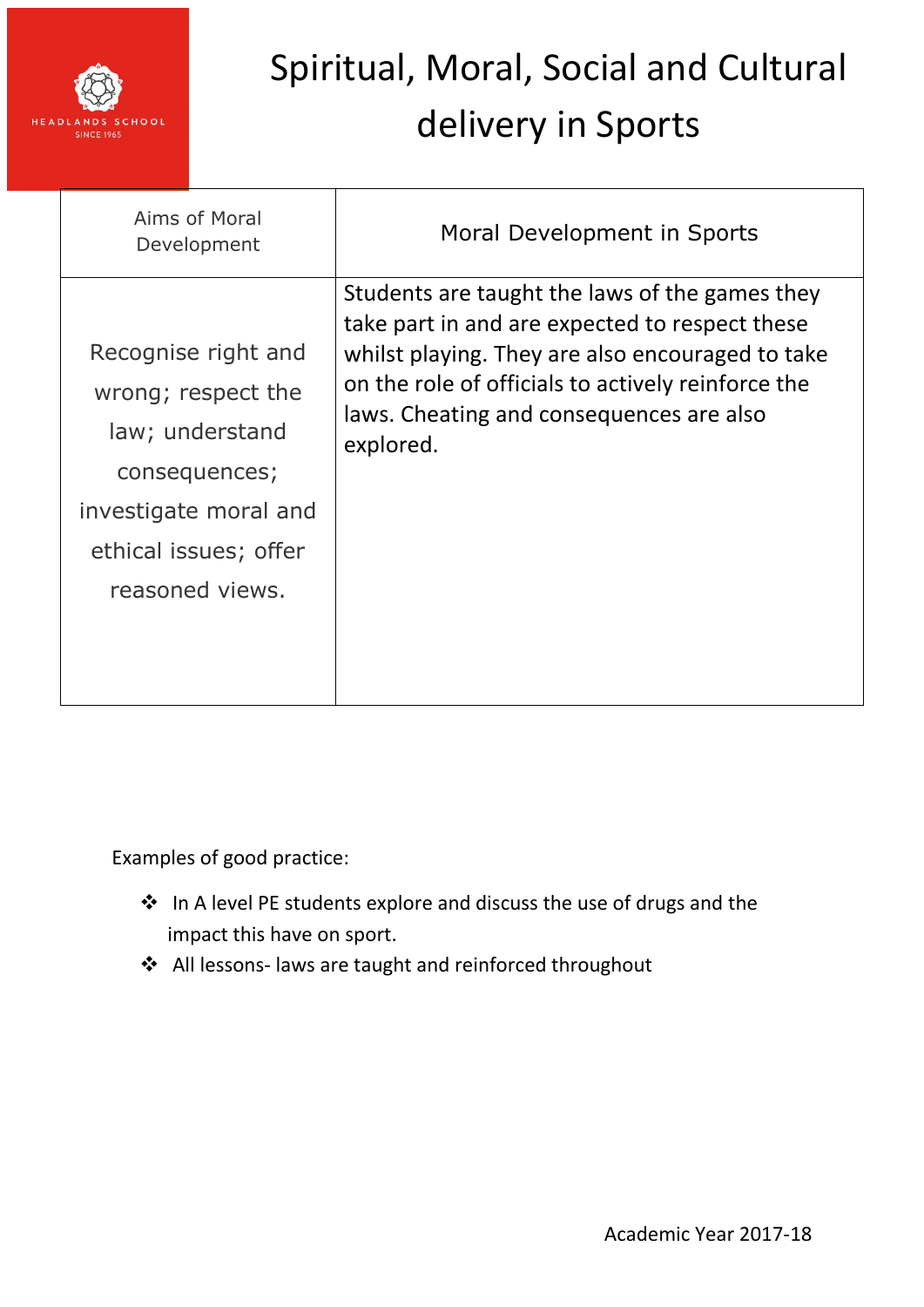# Spiritual, Moral, Social and Cultural delivery in Sports

| Aims of Moral Development | Moral Development in Sports |
| --- | --- |
| Recognise right and wrong; respect the law; understand consequences; investigate moral and ethical issues; offer reasoned views. | Students are taught the laws of the games they take part in and are expected to respect these whilst playing. They are also encouraged to take on the role of officials to actively reinforce the laws. Cheating and consequences are also explored. |

Examples of good practice:

- In A level PE students explore and discuss the use of drugs and the impact this have on sport.
- All lessons- laws are taught and reinforced throughout

Academic Year 2017-18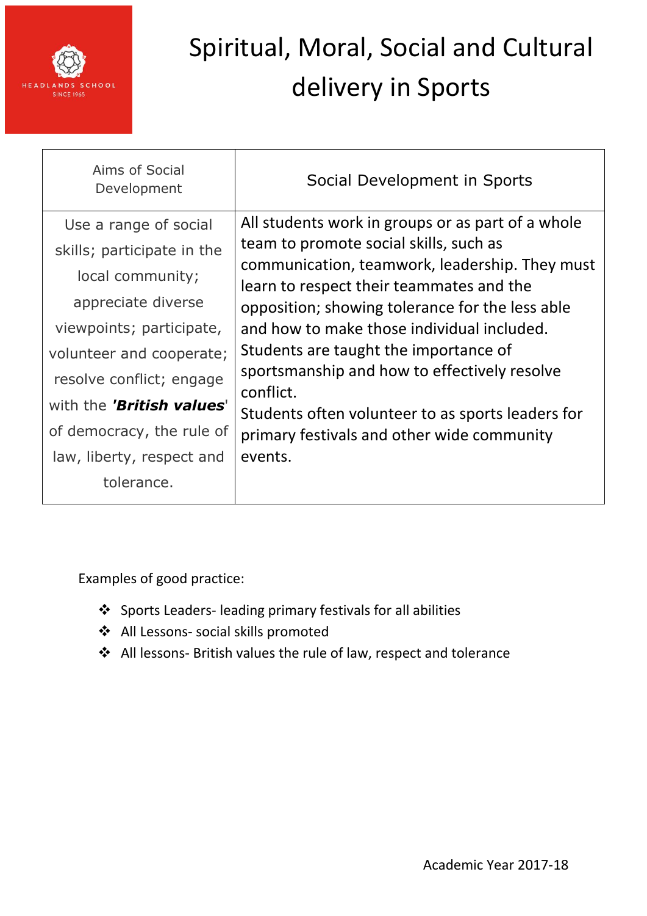# Spiritual, Moral, Social and Cultural delivery in Sports

| Aims of Social Development | Social Development in Sports |
| --- | --- |
| Use a range of social skills; participate in the local community; appreciate diverse viewpoints; participate, volunteer and cooperate; resolve conflict; engage with the ***'British values'*** of democracy, the rule of law, liberty, respect and tolerance. | All students work in groups or as part of a whole team to promote social skills, such as communication, teamwork, leadership. They must learn to respect their teammates and the opposition; showing tolerance for the less able and how to make those individual included. Students are taught the importance of sportsmanship and how to effectively resolve conflict. Students often volunteer to as sports leaders for primary festivals and other wide community events. |

Examples of good practice:

- Sports Leaders- leading primary festivals for all abilities
- All Lessons- social skills promoted
- All lessons- British values the rule of law, respect and tolerance

Academic Year 2017-18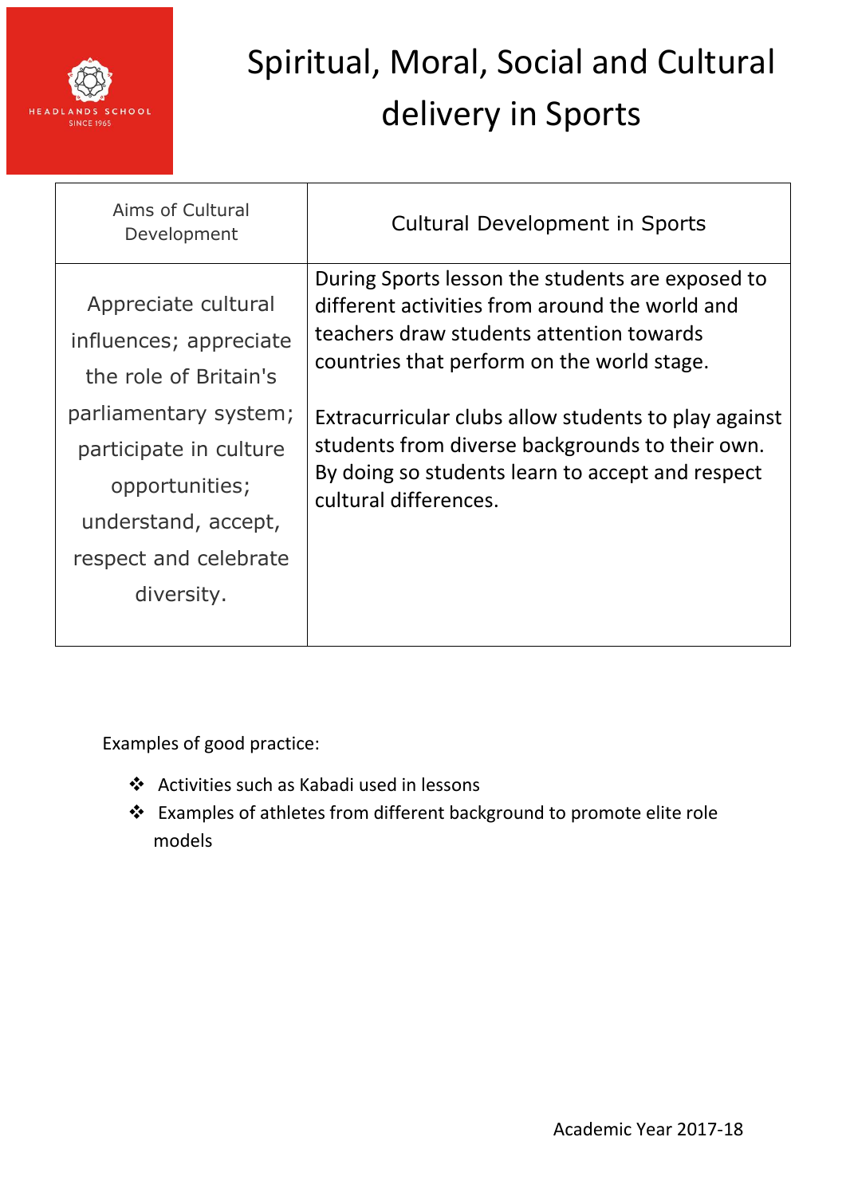HEADLANDS SCHOOL
SINCE 1965

# Spiritual, Moral, Social and Cultural delivery in Sports

| Aims of Cultural Development | Cultural Development in Sports |
| --- | --- |
| Appreciate cultural influences; appreciate the role of Britain's parliamentary system; participate in culture opportunities; understand, accept, respect and celebrate diversity. | During Sports lesson the students are exposed to different activities from around the world and teachers draw students attention towards countries that perform on the world stage.<br><br>Extracurricular clubs allow students to play against students from diverse backgrounds to their own. By doing so students learn to accept and respect cultural differences. |

Examples of good practice:

- Activities such as Kabadi used in lessons
- Examples of athletes from different background to promote elite role models

Academic Year 2017-18